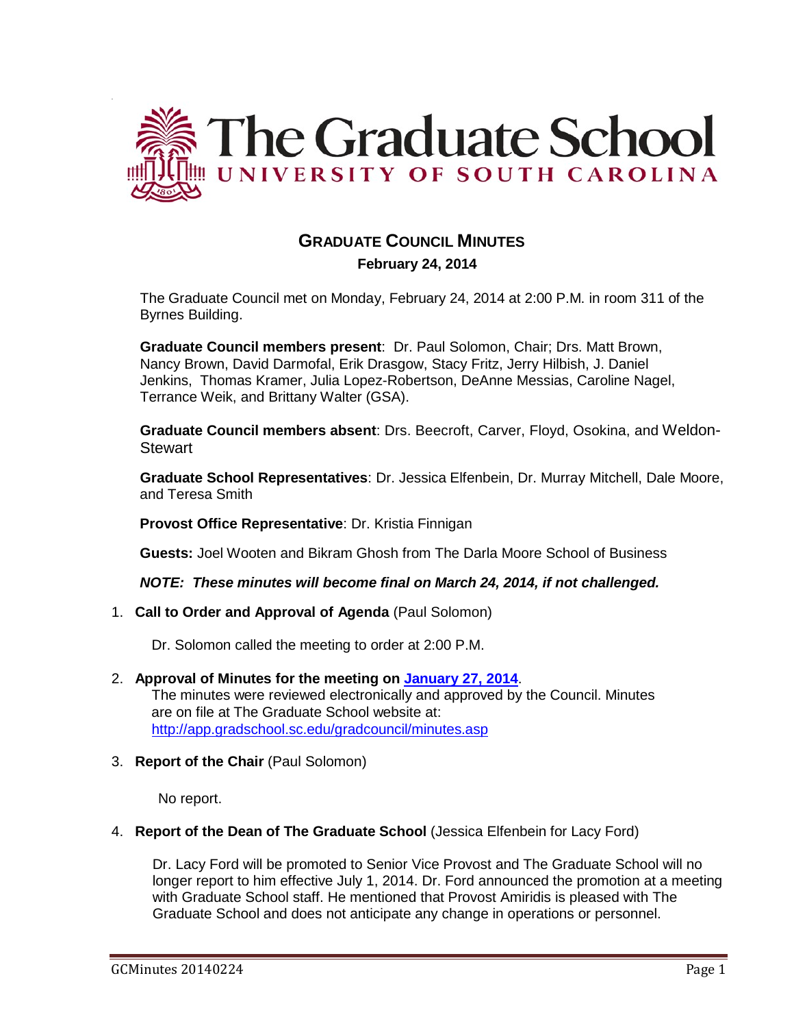# The Graduate School
## UNIVERSITY OF SOUTH CAROLINA

## GRADUATE COUNCIL MINUTES

**February 24, 2014**

The Graduate Council met on Monday, February 24, 2014 at 2:00 P.M. in room 311 of the Byrnes Building.

**Graduate Council members present**: Dr. Paul Solomon, Chair; Drs. Matt Brown, Nancy Brown, David Darmofal, Erik Drasgow, Stacy Fritz, Jerry Hilbish, J. Daniel Jenkins, Thomas Kramer, Julia Lopez-Robertson, DeAnne Messias, Caroline Nagel, Terrance Weik, and Brittany Walter (GSA).

**Graduate Council members absent**: Drs. Beecroft, Carver, Floyd, Osokina, and Weldon-Stewart

**Graduate School Representatives**: Dr. Jessica Elfenbein, Dr. Murray Mitchell, Dale Moore, and Teresa Smith

**Provost Office Representative**: Dr. Kristia Finnigan

**Guests:** Joel Wooten and Bikram Ghosh from The Darla Moore School of Business

***NOTE: These minutes will become final on March 24, 2014, if not challenged.***

1. **Call to Order and Approval of Agenda** (Paul Solomon)

   Dr. Solomon called the meeting to order at 2:00 P.M.

2. **Approval of Minutes for the meeting on [January 27, 2014](#)**.
   The minutes were reviewed electronically and approved by the Council. Minutes are on file at The Graduate School website at: http://app.gradschool.sc.edu/gradcouncil/minutes.asp

3. **Report of the Chair** (Paul Solomon)

   No report.

4. **Report of the Dean of The Graduate School** (Jessica Elfenbein for Lacy Ford)

   Dr. Lacy Ford will be promoted to Senior Vice Provost and The Graduate School will no longer report to him effective July 1, 2014. Dr. Ford announced the promotion at a meeting with Graduate School staff. He mentioned that Provost Amiridis is pleased with The Graduate School and does not anticipate any change in operations or personnel.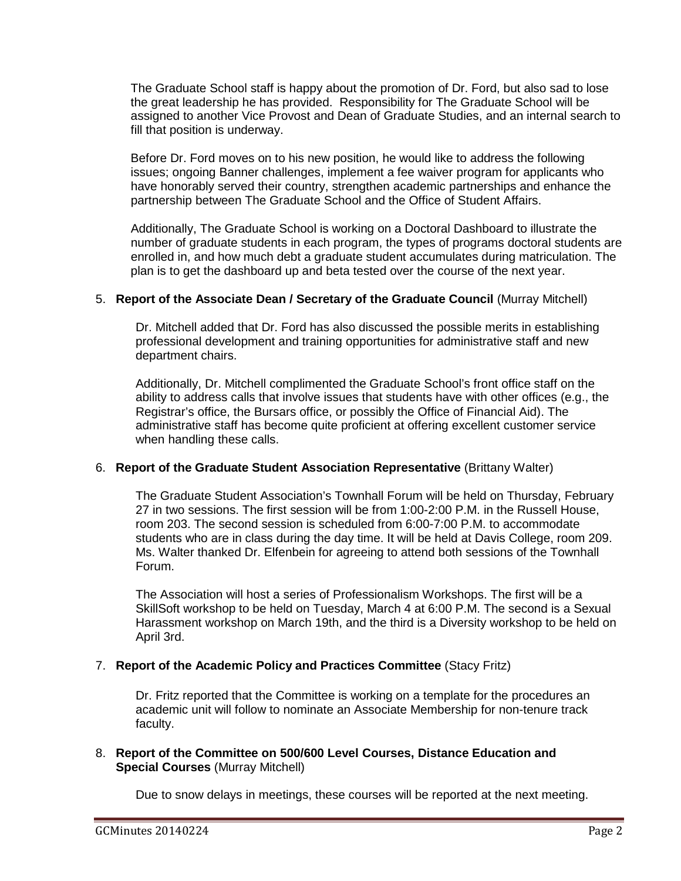The Graduate School staff is happy about the promotion of Dr. Ford, but also sad to lose the great leadership he has provided. Responsibility for The Graduate School will be assigned to another Vice Provost and Dean of Graduate Studies, and an internal search to fill that position is underway.

Before Dr. Ford moves on to his new position, he would like to address the following issues; ongoing Banner challenges, implement a fee waiver program for applicants who have honorably served their country, strengthen academic partnerships and enhance the partnership between The Graduate School and the Office of Student Affairs.

Additionally, The Graduate School is working on a Doctoral Dashboard to illustrate the number of graduate students in each program, the types of programs doctoral students are enrolled in, and how much debt a graduate student accumulates during matriculation. The plan is to get the dashboard up and beta tested over the course of the next year.

5. **Report of the Associate Dean / Secretary of the Graduate Council** (Murray Mitchell)

   Dr. Mitchell added that Dr. Ford has also discussed the possible merits in establishing professional development and training opportunities for administrative staff and new department chairs.

   Additionally, Dr. Mitchell complimented the Graduate School's front office staff on the ability to address calls that involve issues that students have with other offices (e.g., the Registrar's office, the Bursars office, or possibly the Office of Financial Aid). The administrative staff has become quite proficient at offering excellent customer service when handling these calls.

6. **Report of the Graduate Student Association Representative** (Brittany Walter)

   The Graduate Student Association's Townhall Forum will be held on Thursday, February 27 in two sessions. The first session will be from 1:00-2:00 P.M. in the Russell House, room 203. The second session is scheduled from 6:00-7:00 P.M. to accommodate students who are in class during the day time. It will be held at Davis College, room 209. Ms. Walter thanked Dr. Elfenbein for agreeing to attend both sessions of the Townhall Forum.

   The Association will host a series of Professionalism Workshops. The first will be a SkillSoft workshop to be held on Tuesday, March 4 at 6:00 P.M. The second is a Sexual Harassment workshop on March 19th, and the third is a Diversity workshop to be held on April 3rd.

7. **Report of the Academic Policy and Practices Committee** (Stacy Fritz)

   Dr. Fritz reported that the Committee is working on a template for the procedures an academic unit will follow to nominate an Associate Membership for non-tenure track faculty.

8. **Report of the Committee on 500/600 Level Courses, Distance Education and Special Courses** (Murray Mitchell)

   Due to snow delays in meetings, these courses will be reported at the next meeting.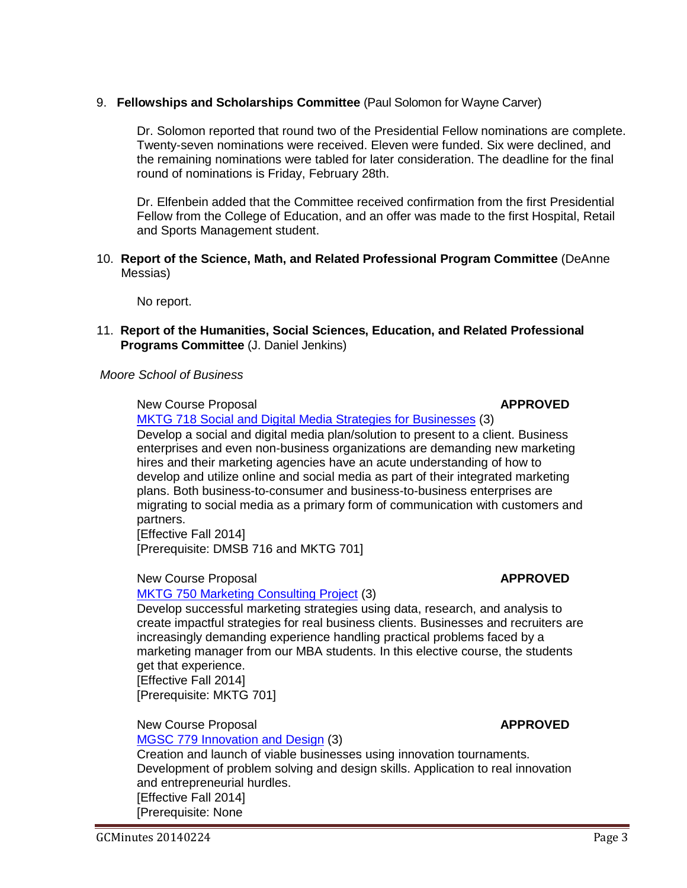9. **Fellowships and Scholarships Committee** (Paul Solomon for Wayne Carver)

   Dr. Solomon reported that round two of the Presidential Fellow nominations are complete. Twenty-seven nominations were received. Eleven were funded. Six were declined, and the remaining nominations were tabled for later consideration. The deadline for the final round of nominations is Friday, February 28th.

   Dr. Elfenbein added that the Committee received confirmation from the first Presidential Fellow from the College of Education, and an offer was made to the first Hospital, Retail and Sports Management student.

10. **Report of the Science, Math, and Related Professional Program Committee** (DeAnne Messias)

    No report.

11. **Report of the Humanities, Social Sciences, Education, and Related Professional Programs Committee** (J. Daniel Jenkins)

*Moore School of Business*

New Course Proposal **APPROVED**
MKTG 718 Social and Digital Media Strategies for Businesses (3)
Develop a social and digital media plan/solution to present to a client. Business enterprises and even non-business organizations are demanding new marketing hires and their marketing agencies have an acute understanding of how to develop and utilize online and social media as part of their integrated marketing plans. Both business-to-consumer and business-to-business enterprises are migrating to social media as a primary form of communication with customers and partners.
[Effective Fall 2014]
[Prerequisite: DMSB 716 and MKTG 701]

New Course Proposal **APPROVED**
MKTG 750 Marketing Consulting Project (3)
Develop successful marketing strategies using data, research, and analysis to create impactful strategies for real business clients. Businesses and recruiters are increasingly demanding experience handling practical problems faced by a marketing manager from our MBA students. In this elective course, the students get that experience.
[Effective Fall 2014]
[Prerequisite: MKTG 701]

New Course Proposal **APPROVED**
MGSC 779 Innovation and Design (3)
Creation and launch of viable businesses using innovation tournaments. Development of problem solving and design skills. Application to real innovation and entrepreneurial hurdles.
[Effective Fall 2014]
[Prerequisite: None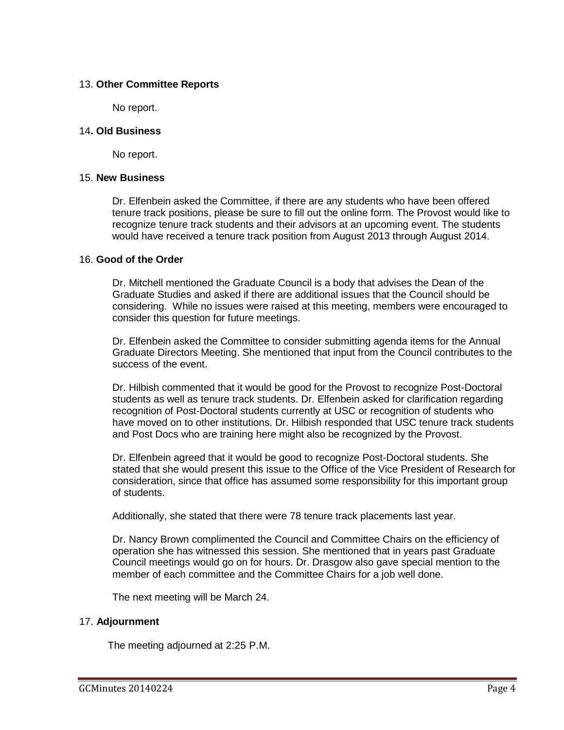13. **Other Committee Reports**

No report.

14**. Old Business**

No report.

15. **New Business**

Dr. Elfenbein asked the Committee, if there are any students who have been offered tenure track positions, please be sure to fill out the online form. The Provost would like to recognize tenure track students and their advisors at an upcoming event. The students would have received a tenure track position from August 2013 through August 2014.

16. **Good of the Order**

Dr. Mitchell mentioned the Graduate Council is a body that advises the Dean of the Graduate Studies and asked if there are additional issues that the Council should be considering. While no issues were raised at this meeting, members were encouraged to consider this question for future meetings.

Dr. Elfenbein asked the Committee to consider submitting agenda items for the Annual Graduate Directors Meeting. She mentioned that input from the Council contributes to the success of the event.

Dr. Hilbish commented that it would be good for the Provost to recognize Post-Doctoral students as well as tenure track students. Dr. Elfenbein asked for clarification regarding recognition of Post-Doctoral students currently at USC or recognition of students who have moved on to other institutions. Dr. Hilbish responded that USC tenure track students and Post Docs who are training here might also be recognized by the Provost.

Dr. Elfenbein agreed that it would be good to recognize Post-Doctoral students. She stated that she would present this issue to the Office of the Vice President of Research for consideration, since that office has assumed some responsibility for this important group of students.

Additionally, she stated that there were 78 tenure track placements last year.

Dr. Nancy Brown complimented the Council and Committee Chairs on the efficiency of operation she has witnessed this session. She mentioned that in years past Graduate Council meetings would go on for hours. Dr. Drasgow also gave special mention to the member of each committee and the Committee Chairs for a job well done.

The next meeting will be March 24.

17. **Adjournment**

The meeting adjourned at 2:25 P.M.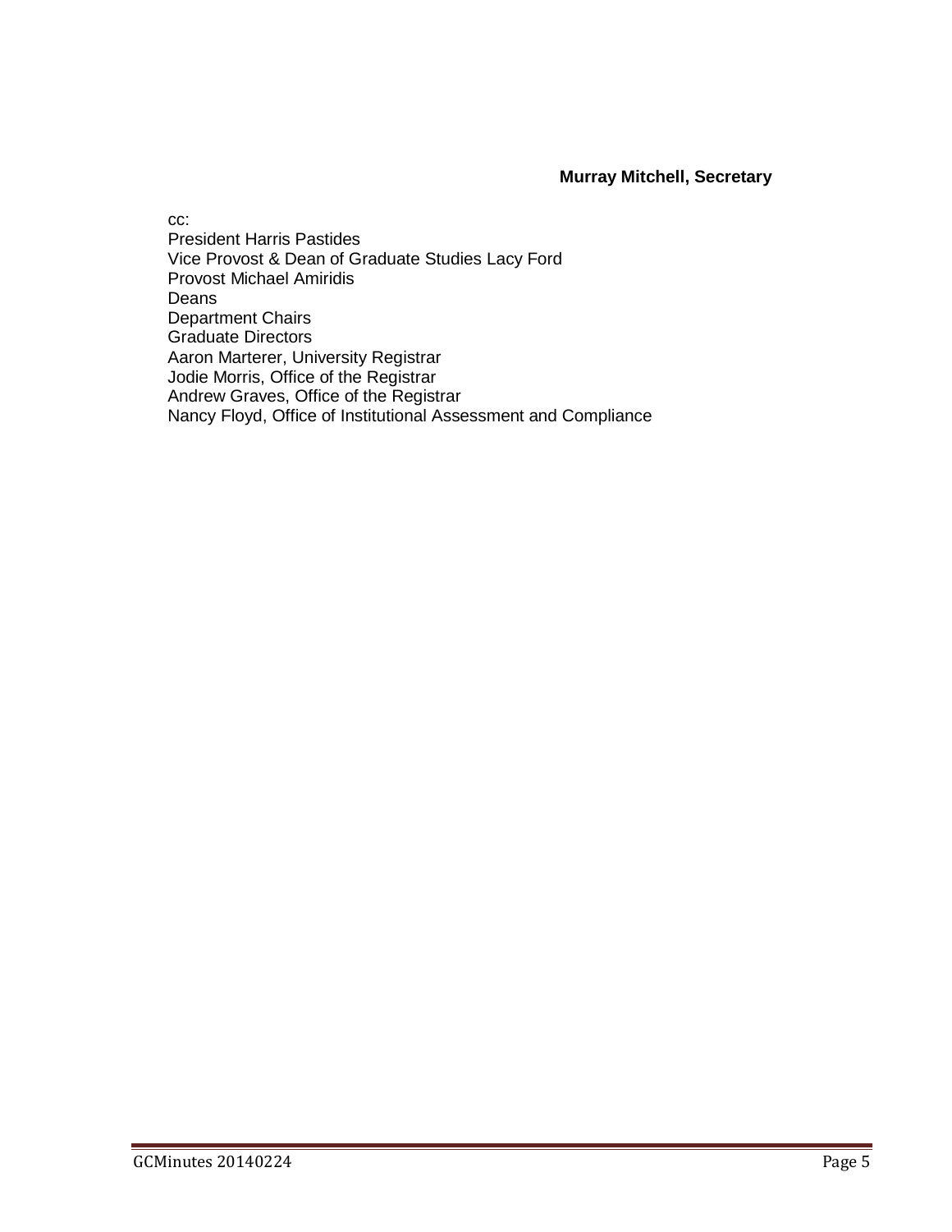**Murray Mitchell, Secretary**

cc:
President Harris Pastides
Vice Provost & Dean of Graduate Studies Lacy Ford
Provost Michael Amiridis
Deans
Department Chairs
Graduate Directors
Aaron Marterer, University Registrar
Jodie Morris, Office of the Registrar
Andrew Graves, Office of the Registrar
Nancy Floyd, Office of Institutional Assessment and Compliance